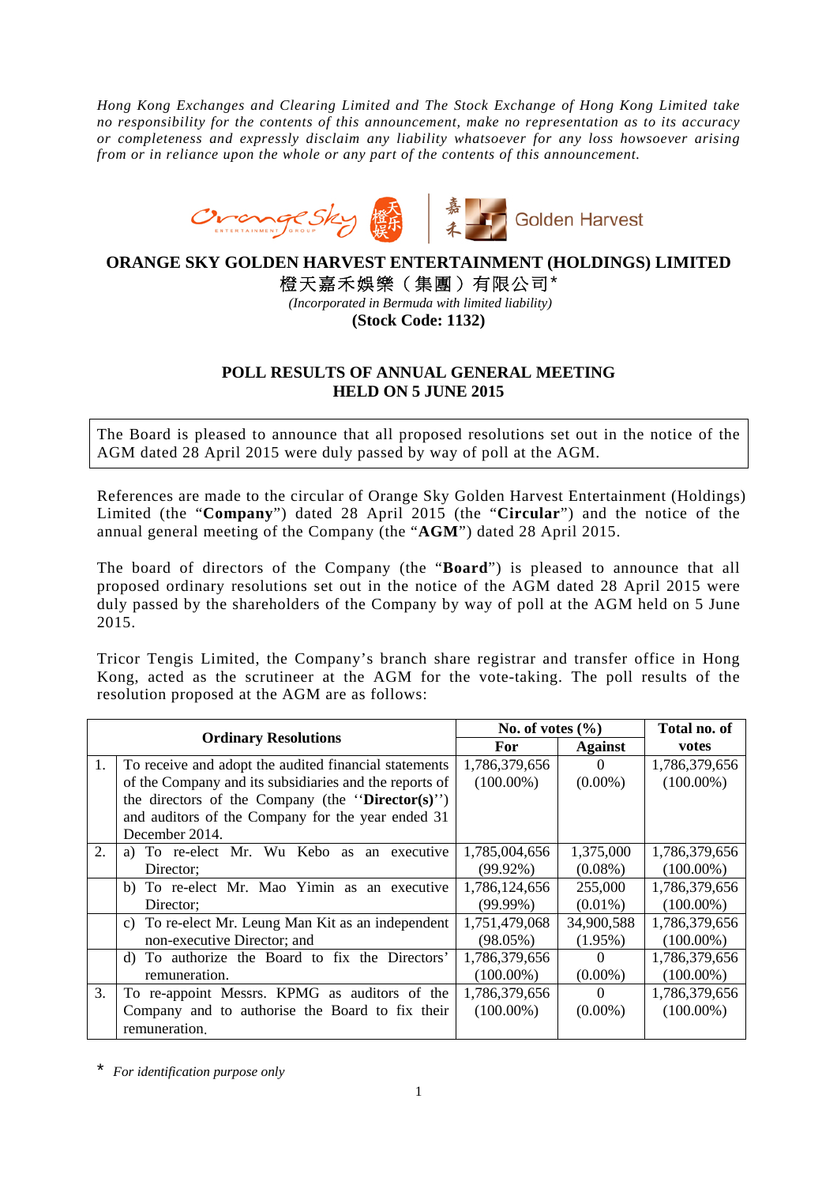*Hong Kong Exchanges and Clearing Limited and The Stock Exchange of Hong Kong Limited take no responsibility for the contents of this announcement, make no representation as to its accuracy or completeness and expressly disclaim any liability whatsoever for any loss howsoever arising from or in reliance upon the whole or any part of the contents of this announcement.*

# ORANGE SKY GOLDEN HARVEST ENTERTAINMENT (HOLDINGS) LIMITED

**橙天嘉禾娛樂（集團）有限公司*** 

*(Incorporated in Bermuda with limited liability)*

**(Stock Code: 1132)**

## POLL RESULTS OF ANNUAL GENERAL MEETING HELD ON 5 JUNE 2015

The Board is pleased to announce that all proposed resolutions set out in the notice of the AGM dated 28 April 2015 were duly passed by way of poll at the AGM.

References are made to the circular of Orange Sky Golden Harvest Entertainment (Holdings) Limited (the "**Company**") dated 28 April 2015 (the "**Circular**") and the notice of the annual general meeting of the Company (the "**AGM**") dated 28 April 2015.

The board of directors of the Company (the "**Board**") is pleased to announce that all proposed ordinary resolutions set out in the notice of the AGM dated 28 April 2015 were duly passed by the shareholders of the Company by way of poll at the AGM held on 5 June 2015.

Tricor Tengis Limited, the Company's branch share registrar and transfer office in Hong Kong, acted as the scrutineer at the AGM for the vote-taking. The poll results of the resolution proposed at the AGM are as follows:

| | Ordinary Resolutions | No. of votes (%) | | Total no. of votes |
|---|---|---|---|---|
| | | For | Against | |
| 1. | To receive and adopt the audited financial statements of the Company and its subsidiaries and the reports of the directors of the Company (the "**Director(s)**") and auditors of the Company for the year ended 31 December 2014. | 1,786,379,656 (100.00%) | 0 (0.00%) | 1,786,379,656 (100.00%) |
| 2. | a) To re-elect Mr. Wu Kebo as an executive Director; | 1,785,004,656 (99.92%) | 1,375,000 (0.08%) | 1,786,379,656 (100.00%) |
| | b) To re-elect Mr. Mao Yimin as an executive Director; | 1,786,124,656 (99.99%) | 255,000 (0.01%) | 1,786,379,656 (100.00%) |
| | c) To re-elect Mr. Leung Man Kit as an independent non-executive Director; and | 1,751,479,068 (98.05%) | 34,900,588 (1.95%) | 1,786,379,656 (100.00%) |
| | d) To authorize the Board to fix the Directors' remuneration. | 1,786,379,656 (100.00%) | 0 (0.00%) | 1,786,379,656 (100.00%) |
| 3. | To re-appoint Messrs. KPMG as auditors of the Company and to authorise the Board to fix their remuneration. | 1,786,379,656 (100.00%) | 0 (0.00%) | 1,786,379,656 (100.00%) |

\* *For identification purpose only*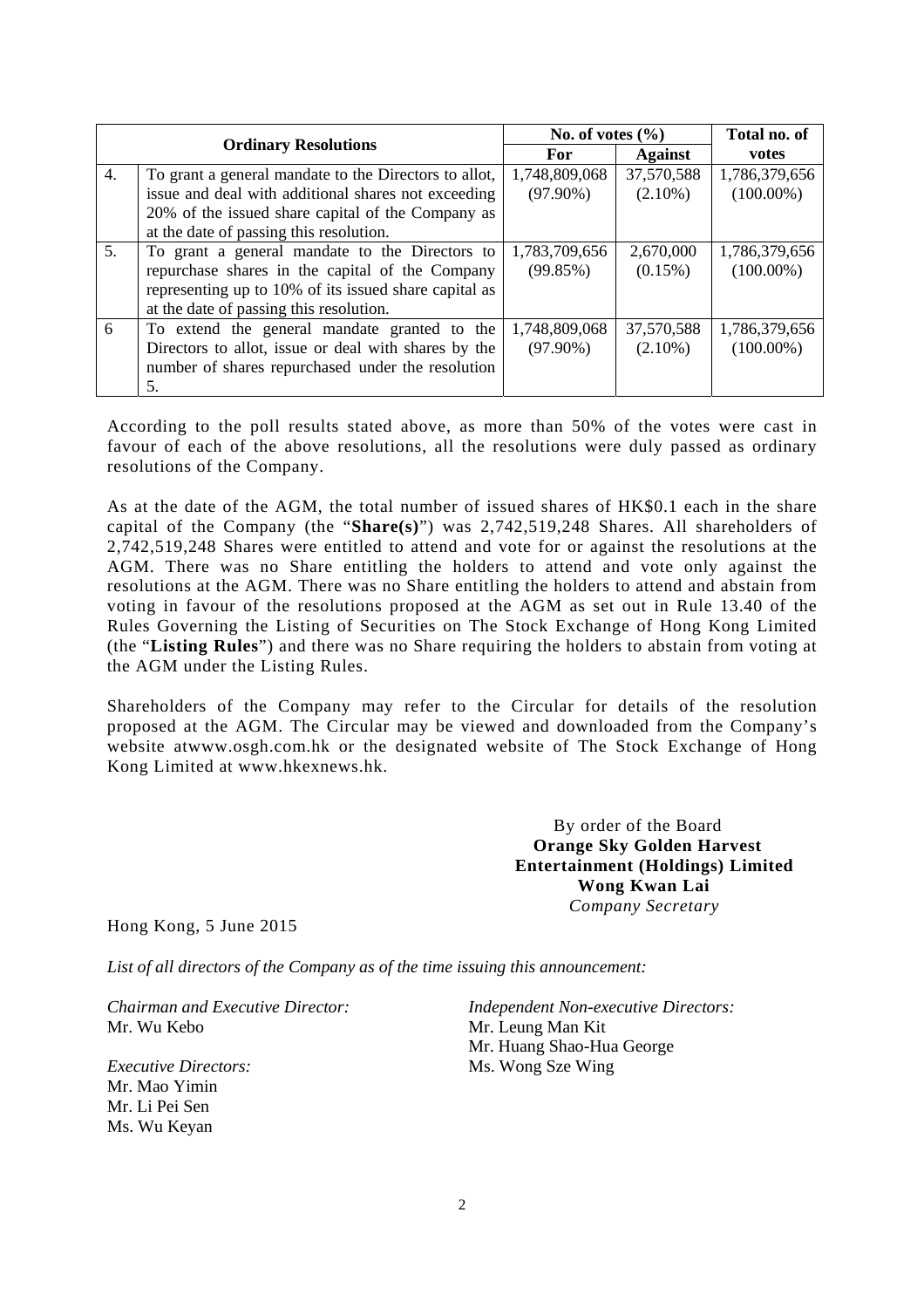| Ordinary Resolutions | | No. of votes (%) | | Total no. of votes |
|---|---|---|---|---|
| | | For | Against | |
| 4. | To grant a general mandate to the Directors to allot, issue and deal with additional shares not exceeding 20% of the issued share capital of the Company as at the date of passing this resolution. | 1,748,809,068 (97.90%) | 37,570,588 (2.10%) | 1,786,379,656 (100.00%) |
| 5. | To grant a general mandate to the Directors to repurchase shares in the capital of the Company representing up to 10% of its issued share capital as at the date of passing this resolution. | 1,783,709,656 (99.85%) | 2,670,000 (0.15%) | 1,786,379,656 (100.00%) |
| 6 | To extend the general mandate granted to the Directors to allot, issue or deal with shares by the number of shares repurchased under the resolution 5. | 1,748,809,068 (97.90%) | 37,570,588 (2.10%) | 1,786,379,656 (100.00%) |

According to the poll results stated above, as more than 50% of the votes were cast in favour of each of the above resolutions, all the resolutions were duly passed as ordinary resolutions of the Company.

As at the date of the AGM, the total number of issued shares of HK$0.1 each in the share capital of the Company (the "**Share(s)**") was 2,742,519,248 Shares. All shareholders of 2,742,519,248 Shares were entitled to attend and vote for or against the resolutions at the AGM. There was no Share entitling the holders to attend and vote only against the resolutions at the AGM. There was no Share entitling the holders to attend and abstain from voting in favour of the resolutions proposed at the AGM as set out in Rule 13.40 of the Rules Governing the Listing of Securities on The Stock Exchange of Hong Kong Limited (the "**Listing Rules**") and there was no Share requiring the holders to abstain from voting at the AGM under the Listing Rules.

Shareholders of the Company may refer to the Circular for details of the resolution proposed at the AGM. The Circular may be viewed and downloaded from the Company's website atwww.osgh.com.hk or the designated website of The Stock Exchange of Hong Kong Limited at www.hkexnews.hk.

By order of the Board
**Orange Sky Golden Harvest Entertainment (Holdings) Limited**
**Wong Kwan Lai**
*Company Secretary*

Hong Kong, 5 June 2015

*List of all directors of the Company as of the time issuing this announcement:*

*Chairman and Executive Director:*
Mr. Wu Kebo

*Executive Directors:*
Mr. Mao Yimin
Mr. Li Pei Sen
Ms. Wu Keyan

*Independent Non-executive Directors:*
Mr. Leung Man Kit
Mr. Huang Shao-Hua George
Ms. Wong Sze Wing